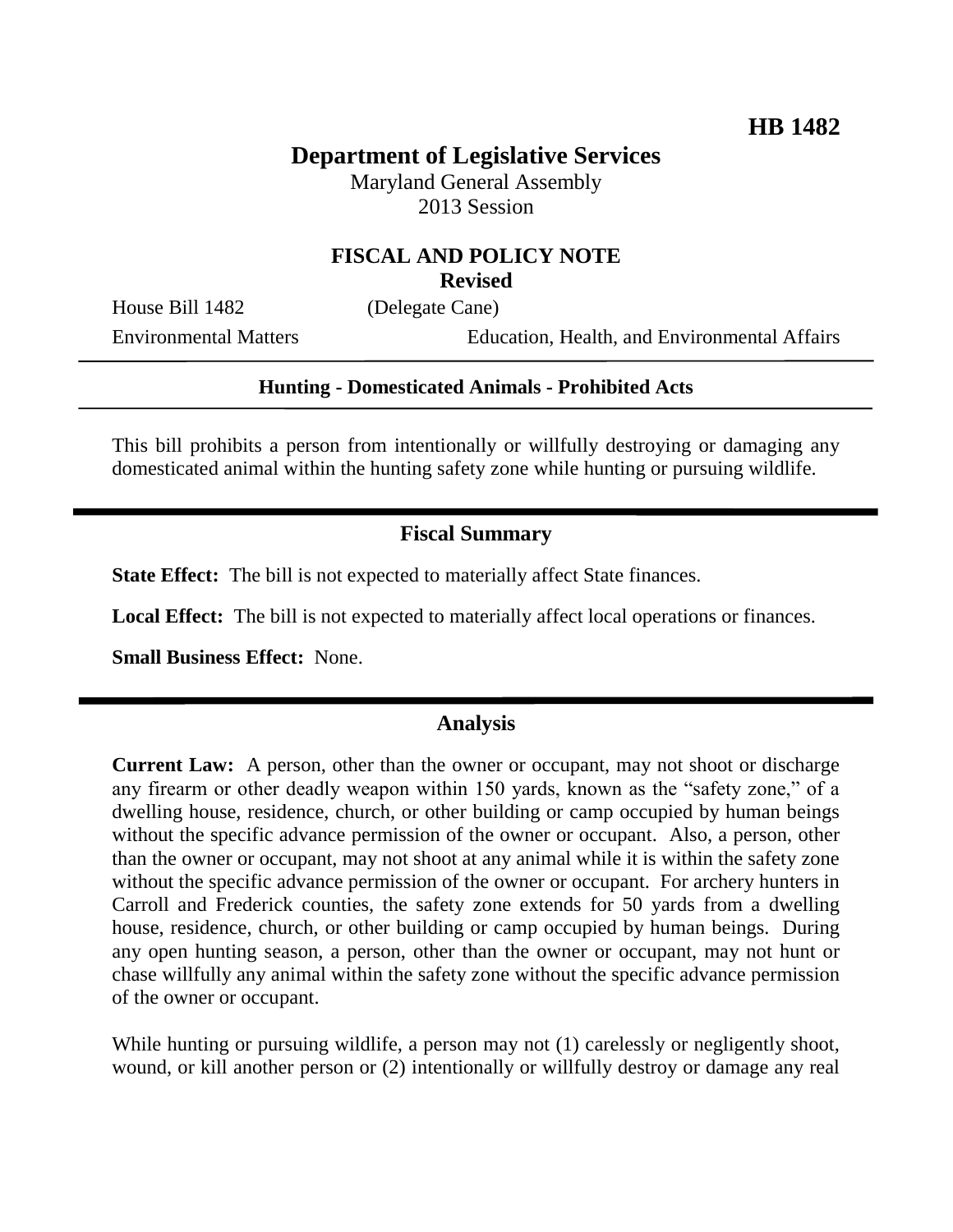**HB 1482**

# Department of Legislative Services

Maryland General Assembly
2013 Session

## FISCAL AND POLICY NOTE
**Revised**

House Bill 1482 (Delegate Cane)
Environmental Matters Education, Health, and Environmental Affairs

---

**Hunting - Domesticated Animals - Prohibited Acts**

---

This bill prohibits a person from intentionally or willfully destroying or damaging any domesticated animal within the hunting safety zone while hunting or pursuing wildlife.

---

## Fiscal Summary

**State Effect:** The bill is not expected to materially affect State finances.

**Local Effect:** The bill is not expected to materially affect local operations or finances.

**Small Business Effect:** None.

---

## Analysis

**Current Law:** A person, other than the owner or occupant, may not shoot or discharge any firearm or other deadly weapon within 150 yards, known as the "safety zone," of a dwelling house, residence, church, or other building or camp occupied by human beings without the specific advance permission of the owner or occupant. Also, a person, other than the owner or occupant, may not shoot at any animal while it is within the safety zone without the specific advance permission of the owner or occupant. For archery hunters in Carroll and Frederick counties, the safety zone extends for 50 yards from a dwelling house, residence, church, or other building or camp occupied by human beings. During any open hunting season, a person, other than the owner or occupant, may not hunt or chase willfully any animal within the safety zone without the specific advance permission of the owner or occupant.

While hunting or pursuing wildlife, a person may not (1) carelessly or negligently shoot, wound, or kill another person or (2) intentionally or willfully destroy or damage any real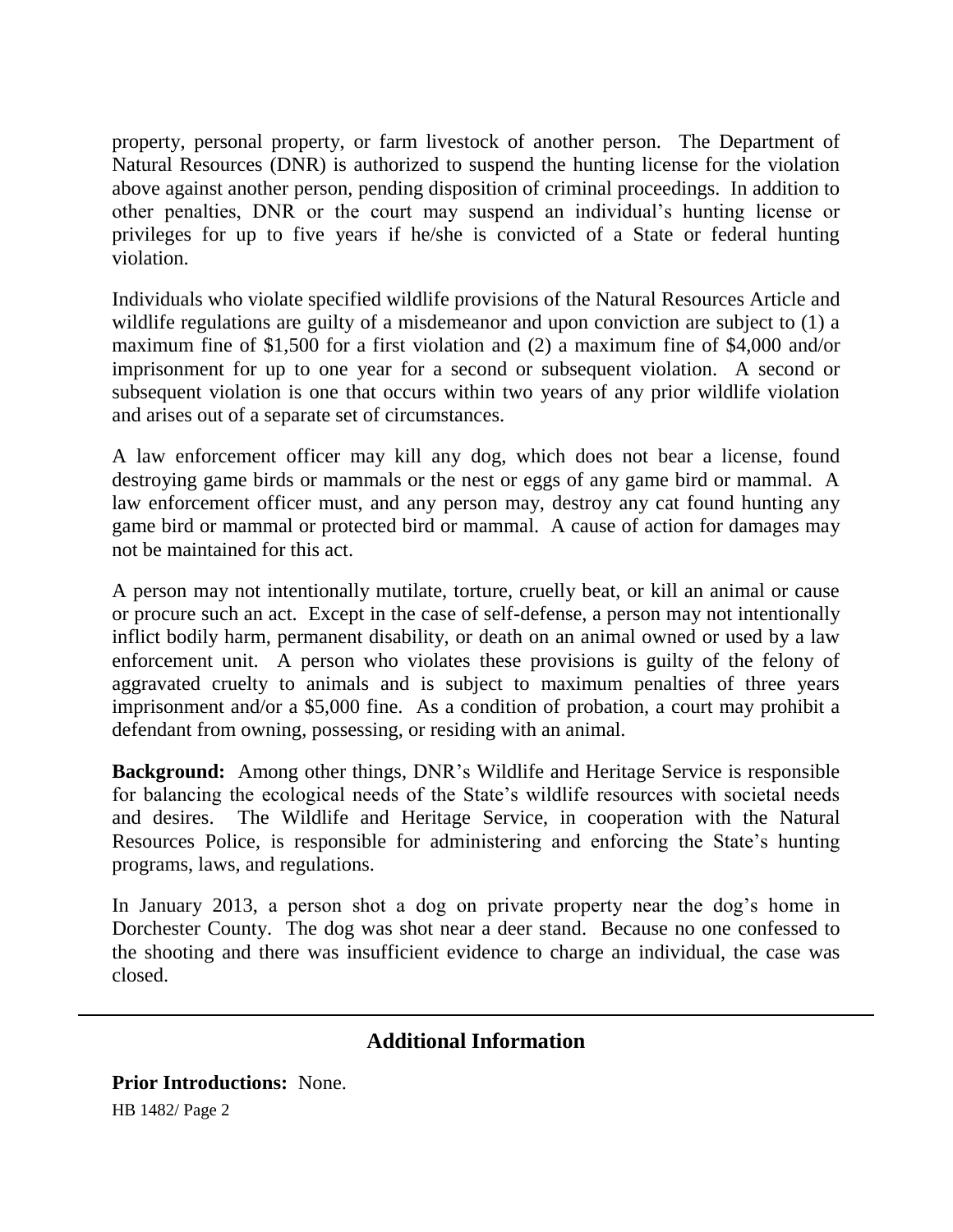property, personal property, or farm livestock of another person. The Department of Natural Resources (DNR) is authorized to suspend the hunting license for the violation above against another person, pending disposition of criminal proceedings. In addition to other penalties, DNR or the court may suspend an individual's hunting license or privileges for up to five years if he/she is convicted of a State or federal hunting violation.

Individuals who violate specified wildlife provisions of the Natural Resources Article and wildlife regulations are guilty of a misdemeanor and upon conviction are subject to (1) a maximum fine of $1,500 for a first violation and (2) a maximum fine of $4,000 and/or imprisonment for up to one year for a second or subsequent violation. A second or subsequent violation is one that occurs within two years of any prior wildlife violation and arises out of a separate set of circumstances.

A law enforcement officer may kill any dog, which does not bear a license, found destroying game birds or mammals or the nest or eggs of any game bird or mammal. A law enforcement officer must, and any person may, destroy any cat found hunting any game bird or mammal or protected bird or mammal. A cause of action for damages may not be maintained for this act.

A person may not intentionally mutilate, torture, cruelly beat, or kill an animal or cause or procure such an act. Except in the case of self-defense, a person may not intentionally inflict bodily harm, permanent disability, or death on an animal owned or used by a law enforcement unit. A person who violates these provisions is guilty of the felony of aggravated cruelty to animals and is subject to maximum penalties of three years imprisonment and/or a $5,000 fine. As a condition of probation, a court may prohibit a defendant from owning, possessing, or residing with an animal.

**Background:** Among other things, DNR's Wildlife and Heritage Service is responsible for balancing the ecological needs of the State's wildlife resources with societal needs and desires. The Wildlife and Heritage Service, in cooperation with the Natural Resources Police, is responsible for administering and enforcing the State's hunting programs, laws, and regulations.

In January 2013, a person shot a dog on private property near the dog's home in Dorchester County. The dog was shot near a deer stand. Because no one confessed to the shooting and there was insufficient evidence to charge an individual, the case was closed.

---

## Additional Information

**Prior Introductions:** None.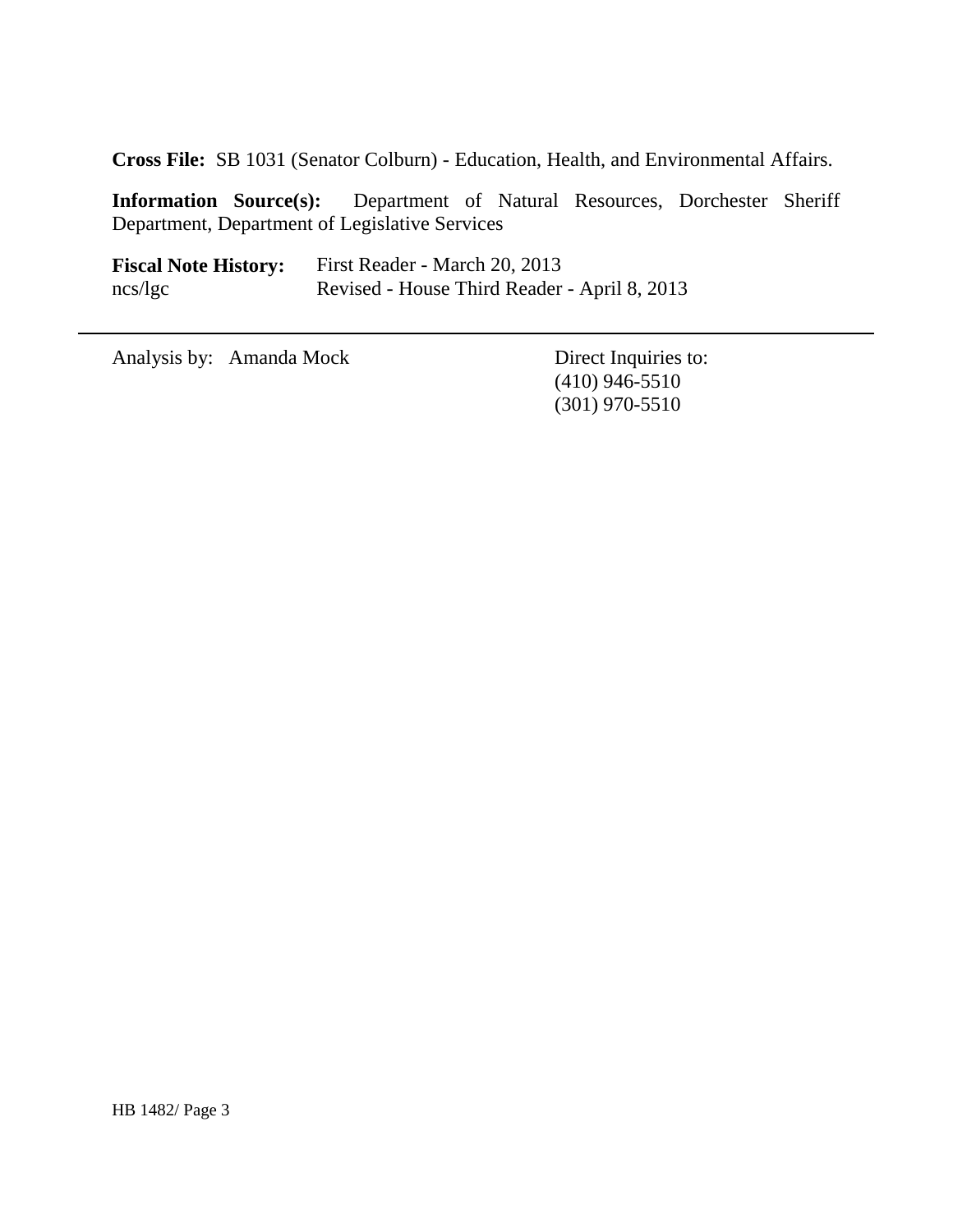**Cross File:** SB 1031 (Senator Colburn) - Education, Health, and Environmental Affairs.

**Information Source(s):** Department of Natural Resources, Dorchester Sheriff Department, Department of Legislative Services

**Fiscal Note History:** First Reader - March 20, 2013
ncs/lgc Revised - House Third Reader - April 8, 2013

---

Analysis by: Amanda Mock

Direct Inquiries to:
(410) 946-5510
(301) 970-5510